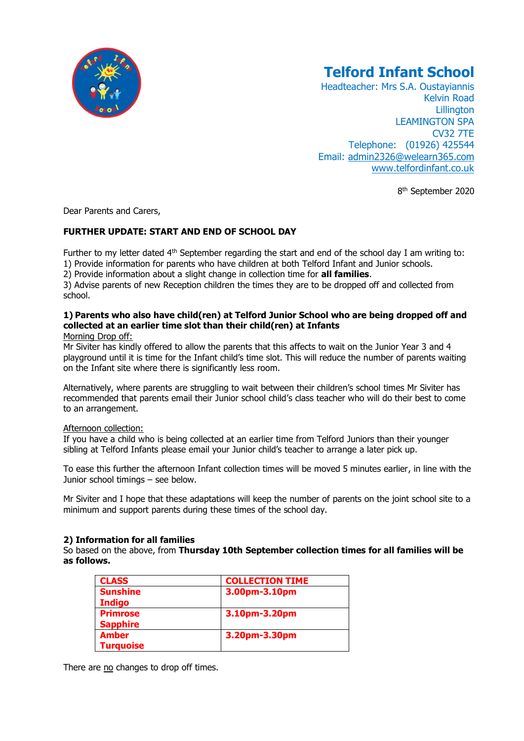# Telford Infant School

Headteacher: Mrs S.A. Oustayiannis
Kelvin Road
Lillington
LEAMINGTON SPA
CV32 7TE
Telephone: (01926) 425544
Email: admin2326@welearn365.com
www.telfordinfant.co.uk

8th September 2020

Dear Parents and Carers,

**FURTHER UPDATE: START AND END OF SCHOOL DAY**

Further to my letter dated 4th September regarding the start and end of the school day I am writing to:
1) Provide information for parents who have children at both Telford Infant and Junior schools.
2) Provide information about a slight change in collection time for **all families**.
3) Advise parents of new Reception children the times they are to be dropped off and collected from school.

**1) Parents who also have child(ren) at Telford Junior School who are being dropped off and collected at an earlier time slot than their child(ren) at Infants**

Morning Drop off:
Mr Siviter has kindly offered to allow the parents that this affects to wait on the Junior Year 3 and 4 playground until it is time for the Infant child's time slot. This will reduce the number of parents waiting on the Infant site where there is significantly less room.

Alternatively, where parents are struggling to wait between their children's school times Mr Siviter has recommended that parents email their Junior school child's class teacher who will do their best to come to an arrangement.

Afternoon collection:
If you have a child who is being collected at an earlier time from Telford Juniors than their younger sibling at Telford Infants please email your Junior child's teacher to arrange a later pick up.

To ease this further the afternoon Infant collection times will be moved 5 minutes earlier, in line with the Junior school timings – see below.

Mr Siviter and I hope that these adaptations will keep the number of parents on the joint school site to a minimum and support parents during these times of the school day.

**2) Information for all families**

So based on the above, from **Thursday 10th September collection times for all families will be as follows.**

| CLASS | COLLECTION TIME |
|---|---|
| Sunshine<br>Indigo | 3.00pm-3.10pm |
| Primrose<br>Sapphire | 3.10pm-3.20pm |
| Amber<br>Turquoise | 3.20pm-3.30pm |

There are no changes to drop off times.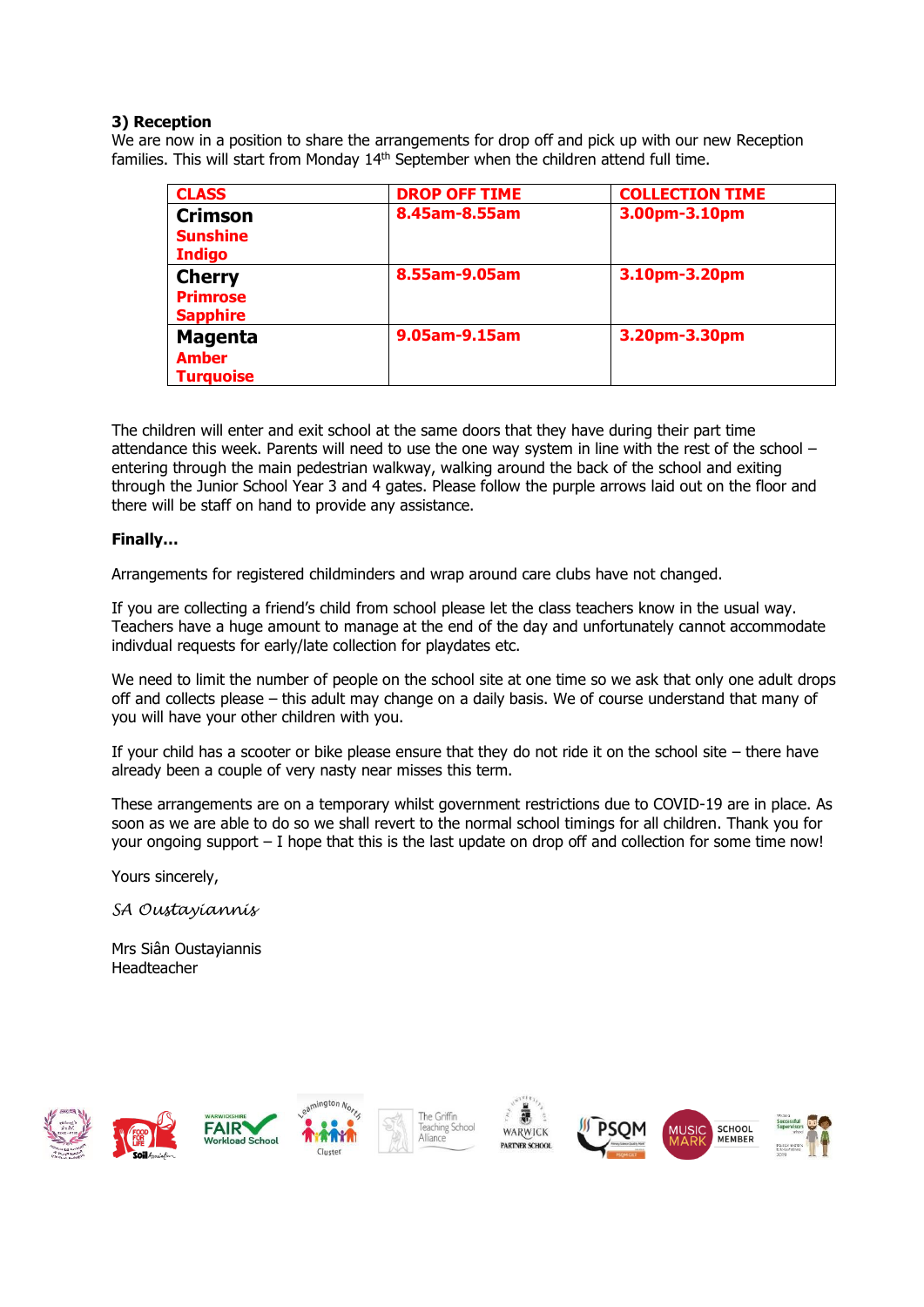### 3) Reception

We are now in a position to share the arrangements for drop off and pick up with our new Reception families. This will start from Monday 14th September when the children attend full time.

| CLASS | DROP OFF TIME | COLLECTION TIME |
|---|---|---|
| **Crimson**<br>**Sunshine**<br>**Indigo** | **8.45am-8.55am** | **3.00pm-3.10pm** |
| **Cherry**<br>**Primrose**<br>**Sapphire** | **8.55am-9.05am** | **3.10pm-3.20pm** |
| **Magenta**<br>**Amber**<br>**Turquoise** | **9.05am-9.15am** | **3.20pm-3.30pm** |

The children will enter and exit school at the same doors that they have during their part time attendance this week. Parents will need to use the one way system in line with the rest of the school – entering through the main pedestrian walkway, walking around the back of the school and exiting through the Junior School Year 3 and 4 gates. Please follow the purple arrows laid out on the floor and there will be staff on hand to provide any assistance.

**Finally…**

Arrangements for registered childminders and wrap around care clubs have not changed.

If you are collecting a friend's child from school please let the class teachers know in the usual way. Teachers have a huge amount to manage at the end of the day and unfortunately cannot accommodate indivdual requests for early/late collection for playdates etc.

We need to limit the number of people on the school site at one time so we ask that only one adult drops off and collects please – this adult may change on a daily basis. We of course understand that many of you will have your other children with you.

If your child has a scooter or bike please ensure that they do not ride it on the school site – there have already been a couple of very nasty near misses this term.

These arrangements are on a temporary whilst government restrictions due to COVID-19 are in place. As soon as we are able to do so we shall revert to the normal school timings for all children. Thank you for your ongoing support – I hope that this is the last update on drop off and collection for some time now!

Yours sincerely,

*SA Oustayiannis*

Mrs Siân Oustayiannis
Headteacher